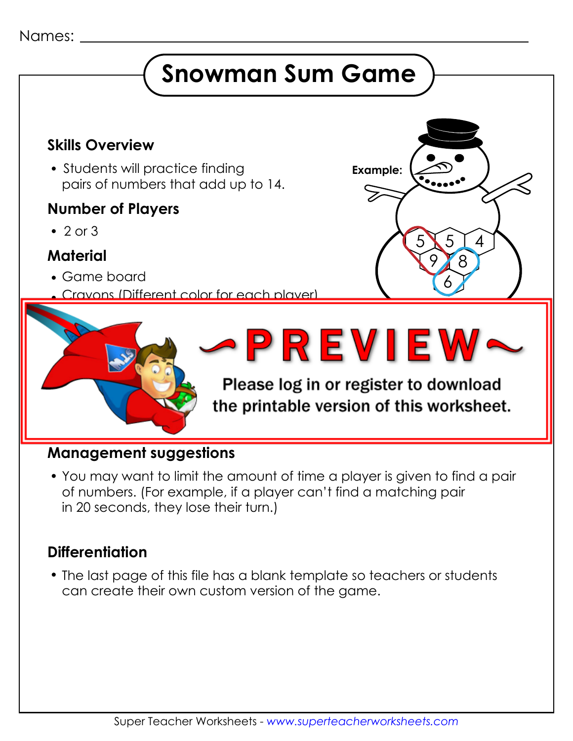Names: ______________________________________________

# Snowman Sum Game

### Skills Overview

- Students will practice finding pairs of numbers that add up to 14.

### Number of Players

- 2 or 3

### Material

- Game board
- Crayons (Different color for each player)

**Example:**

~PREVIEW~

Please log in or register to download the printable version of this worksheet.

### Management suggestions

- You may want to limit the amount of time a player is given to find a pair of numbers. (For example, if a player can't find a matching pair in 20 seconds, they lose their turn.)

### Differentiation

- The last page of this file has a blank template so teachers or students can create their own custom version of the game.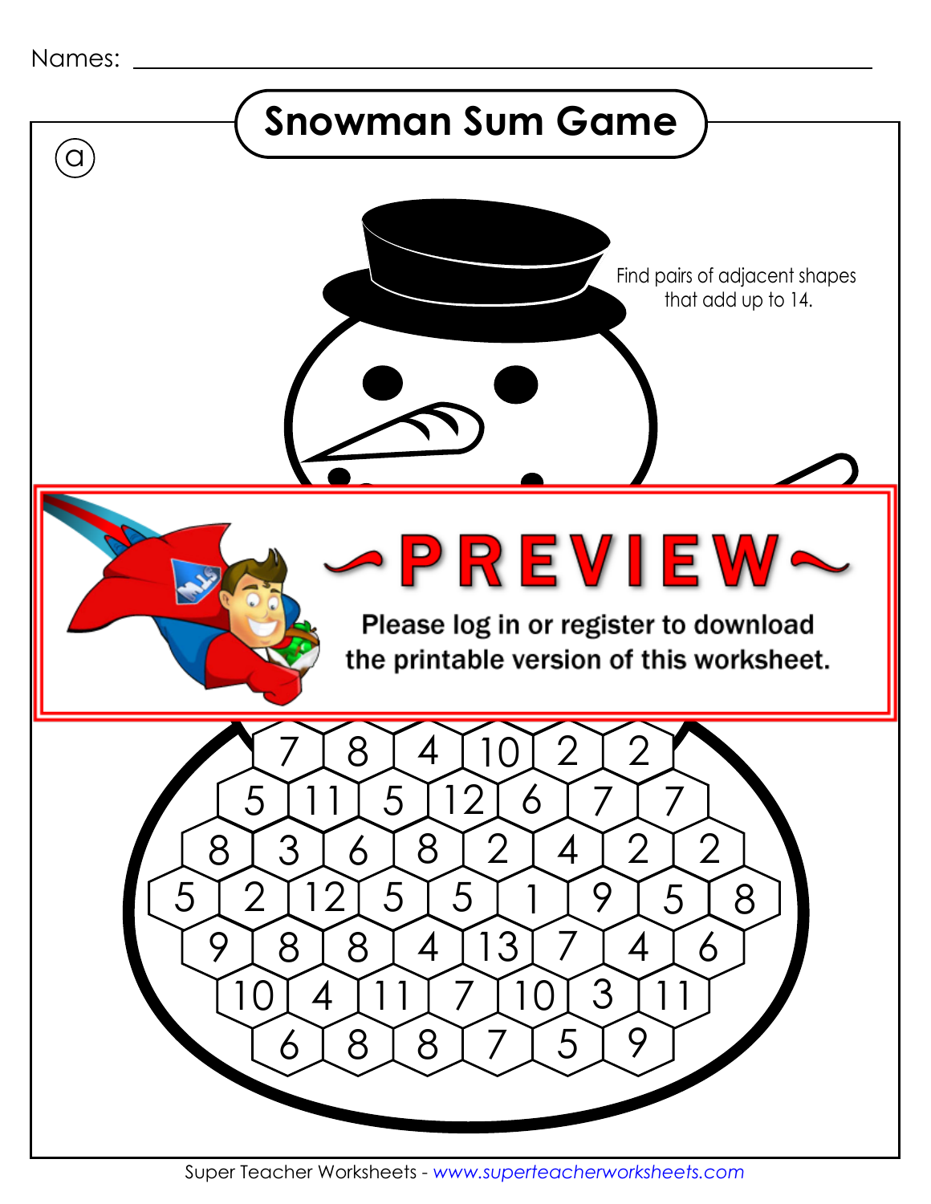Names: ______________________________

# Snowman Sum Game

ⓐ

Find pairs of adjacent shapes that add up to 14.

~PREVIEW~

Please log in or register to download the printable version of this worksheet.

7 8 4 10 2 2

5 11 5 12 6 7 7

8 3 6 8 2 4 2 2

5 2 12 5 5 1 9 5 8

9 8 8 4 13 7 4 6

10 4 11 7 10 3 11

6 8 8 7 5 9

Super Teacher Worksheets - www.superteacherworksheets.com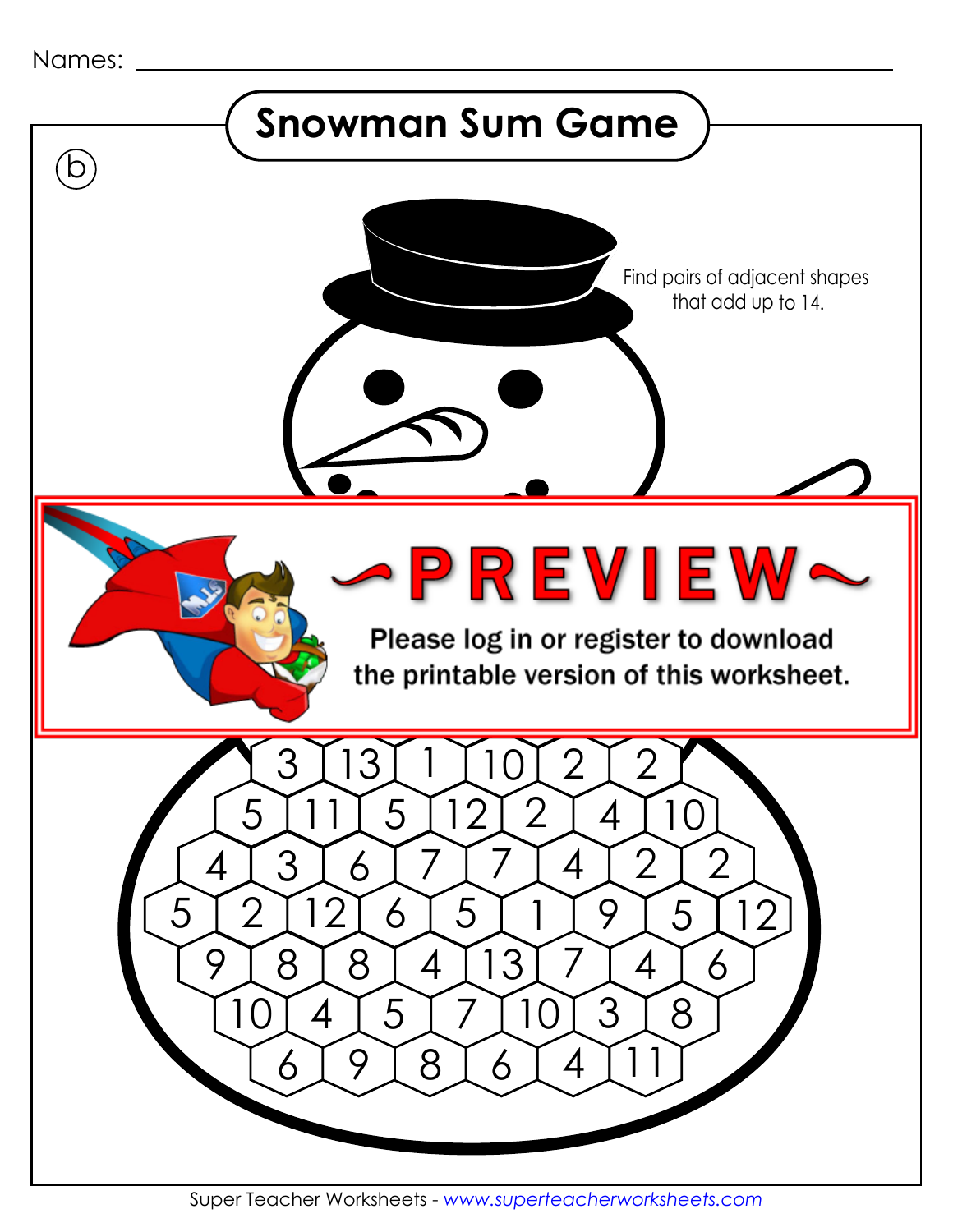Names: ______________________________

# Snowman Sum Game

ⓑ

Find pairs of adjacent shapes that add up to 14.

~PREVIEW~

Please log in or register to download the printable version of this worksheet.

3 13 1 10 2 2

5 11 5 12 2 4 10

4 3 6 7 7 4 2 2

5 2 12 6 5 1 9 5 12

9 8 8 4 13 7 4 6

10 4 5 7 10 3 8

6 9 8 6 4 11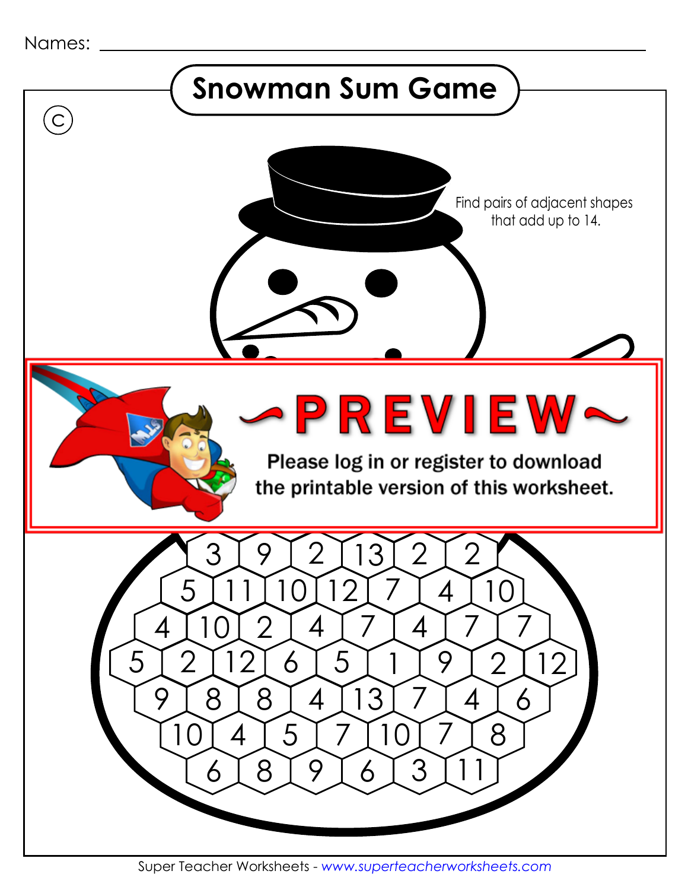Names: ______________________________

# Snowman Sum Game

C

Find pairs of adjacent shapes that add up to 14.

~PREVIEW~

Please log in or register to download the printable version of this worksheet.

3 9 2 13 2 2

5 11 10 12 7 4 10

4 10 2 4 7 4 7 7

5 2 12 6 5 1 9 2 12

9 8 8 4 13 7 4 6

10 4 5 7 10 7 8

6 8 9 6 3 11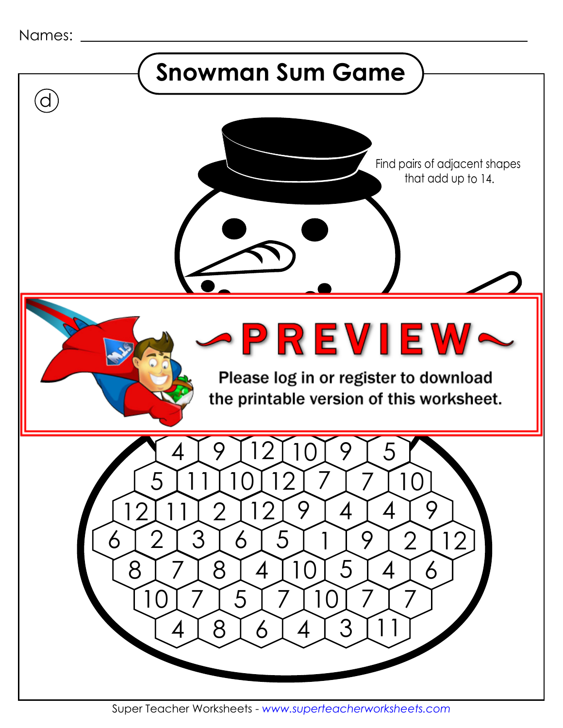Names: ______________________________

# Snowman Sum Game

ⓓ

Find pairs of adjacent shapes that add up to 14.

~PREVIEW~

Please log in or register to download the printable version of this worksheet.

| | | | | | | | | |
|---|---|---|---|---|---|---|---|---|
| 4 | 9 | 12 | 10 | 9 | 5 | | | |
| 5 | 11 | 10 | 12 | 7 | 7 | 10 | | |
| 12 | 11 | 2 | 12 | 9 | 4 | 4 | 9 | |
| 6 | 2 | 3 | 6 | 5 | 1 | 9 | 2 | 12 |
| 8 | 7 | 8 | 4 | 10 | 5 | 4 | 6 | |
| 10 | 7 | 5 | 7 | 10 | 7 | 7 | | |
| 4 | 8 | 6 | 4 | 3 | 11 | | | |

Super Teacher Worksheets - www.superteacherworksheets.com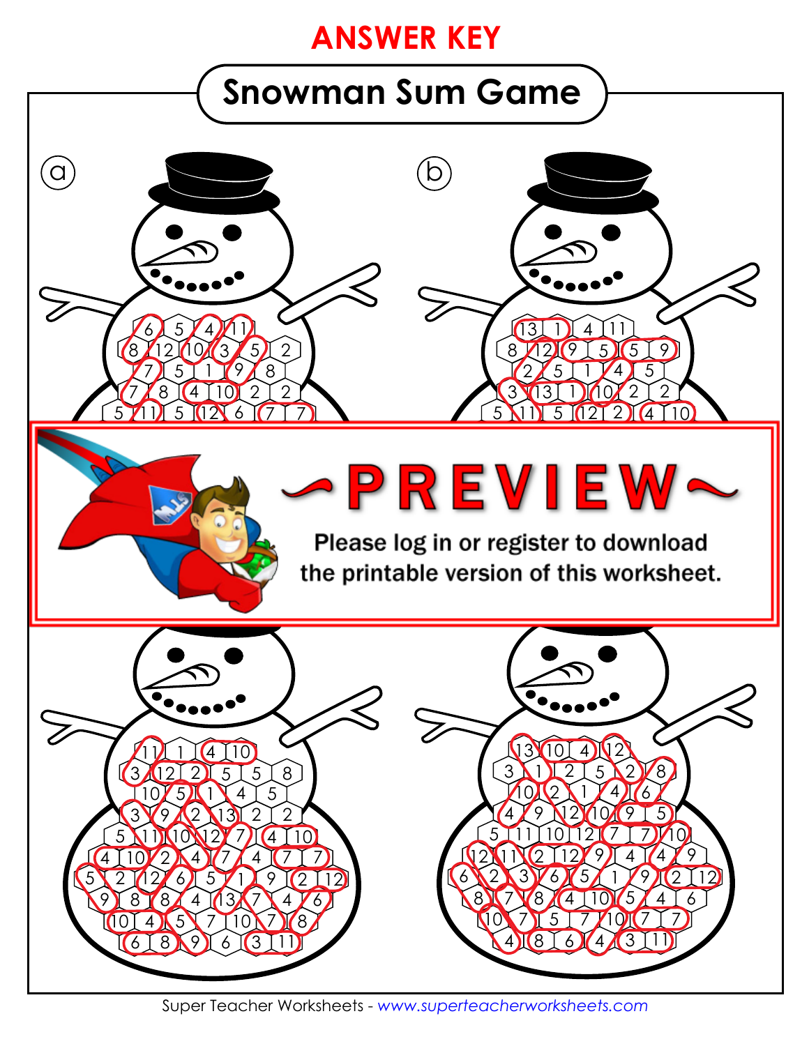# ANSWER KEY

## Snowman Sum Game

ⓐ

6 5 4 11
8 12 10 3 5 2
7 5 1 9 8
7 8 4 10 2 2
5 11 5 12 6 7 7

ⓑ

13 1 4 11
8 12 9 5 5 9
2 5 1 4 5
3 13 1 10 2 2
5 11 5 12 2 4 10

~PREVIEW~

Please log in or register to download the printable version of this worksheet.

11 1 4 10
3 12 2 5 5 8
10 5 1 4 5
3 9 2 13 2 2
5 11 10 12 7 4 10
4 10 2 4 7 4 7 7
5 2 12 6 5 1 9 2 12
9 8 8 4 13 7 4 6
10 4 5 7 10 7 8
6 8 9 6 3 11

13 10 4 12
3 1 2 5 2 8
10 2 1 4 6
4 9 12 10 9 5
5 11 10 12 7 7 10
12 11 2 12 9 4 4 9
6 2 3 6 5 1 9 2 12
8 7 8 4 10 5 4 6
10 7 5 7 10 7 7
4 8 6 4 3 11

Super Teacher Worksheets - www.superteacherworksheets.com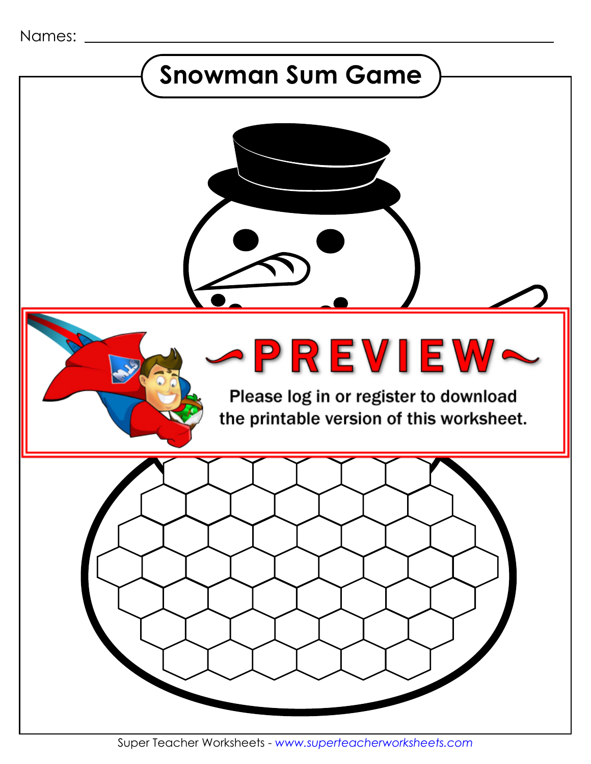Names: ______________________________

# Snowman Sum Game

~PREVIEW~

Please log in or register to download the printable version of this worksheet.